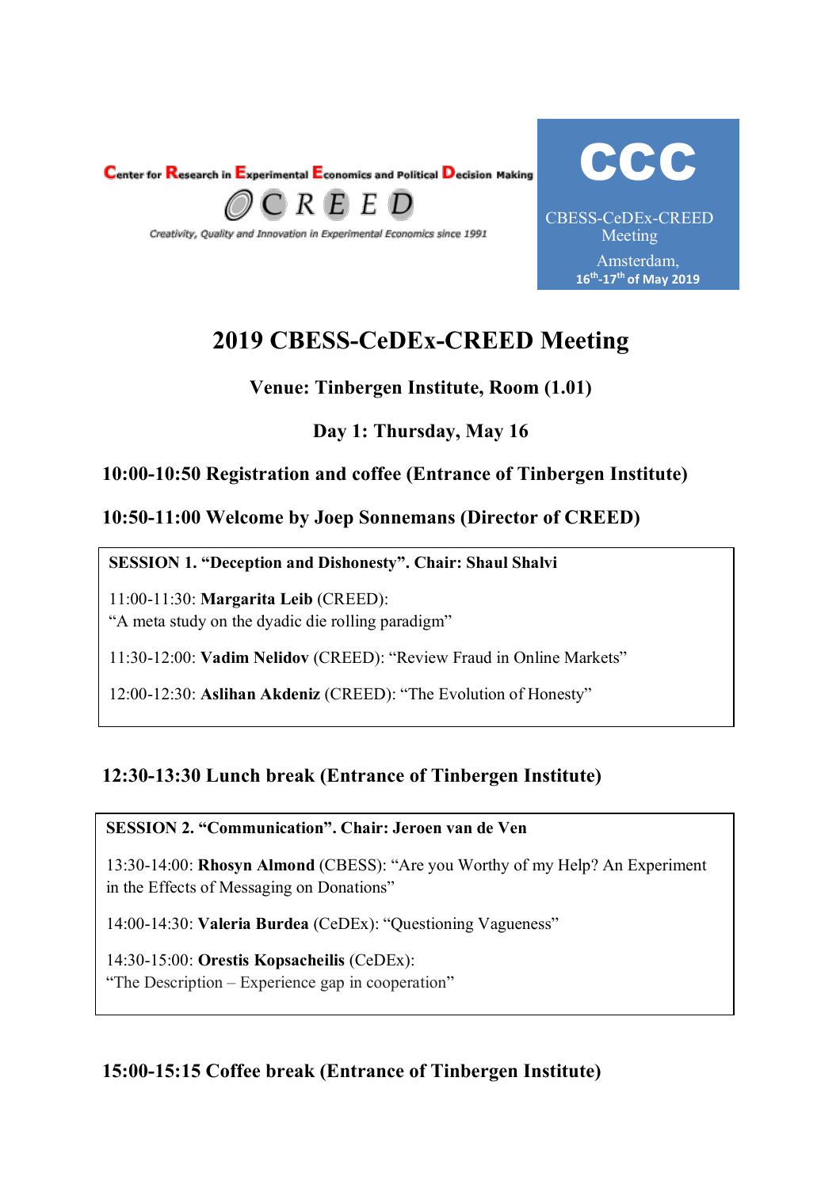Center for Research in Experimental Economics and Political Decision Making

CREED

*Creativity, Quality and Innovation in Experimental Economics since 1991*

**CCC**

CBESS-CeDEx-CREED Meeting

Amsterdam,

16th-17th of May 2019

# 2019 CBESS-CeDEx-CREED Meeting

### Venue: Tinbergen Institute, Room (1.01)

### Day 1: Thursday, May 16

### 10:00-10:50 Registration and coffee (Entrance of Tinbergen Institute)

### 10:50-11:00 Welcome by Joep Sonnemans (Director of CREED)

**SESSION 1. "Deception and Dishonesty". Chair: Shaul Shalvi**

11:00-11:30: **Margarita Leib** (CREED):
"A meta study on the dyadic die rolling paradigm"

11:30-12:00: **Vadim Nelidov** (CREED): "Review Fraud in Online Markets"

12:00-12:30: **Aslihan Akdeniz** (CREED): "The Evolution of Honesty"

### 12:30-13:30 Lunch break (Entrance of Tinbergen Institute)

**SESSION 2. "Communication". Chair: Jeroen van de Ven**

13:30-14:00: **Rhosyn Almond** (CBESS): "Are you Worthy of my Help? An Experiment in the Effects of Messaging on Donations"

14:00-14:30: **Valeria Burdea** (CeDEx): "Questioning Vagueness"

14:30-15:00: **Orestis Kopsacheilis** (CeDEx):
"The Description – Experience gap in cooperation"

### 15:00-15:15 Coffee break (Entrance of Tinbergen Institute)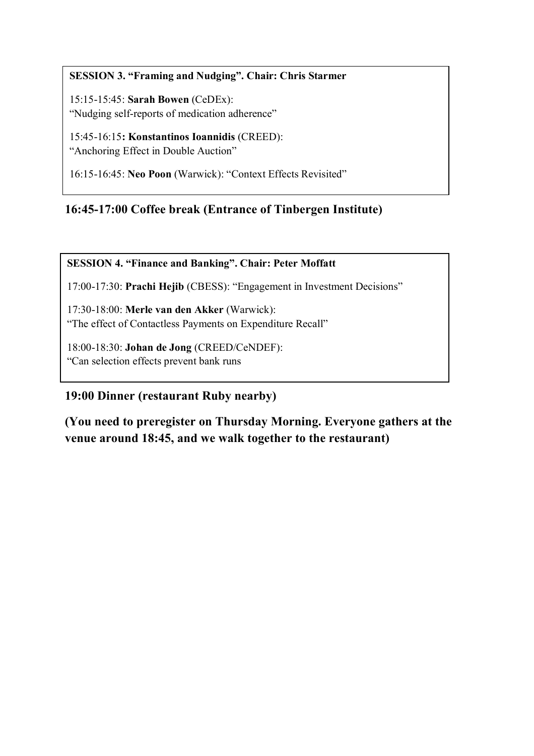**SESSION 3. "Framing and Nudging". Chair: Chris Starmer**

15:15-15:45: **Sarah Bowen** (CeDEx):
"Nudging self-reports of medication adherence"

15:45-16:15**: Konstantinos Ioannidis** (CREED):
"Anchoring Effect in Double Auction"

16:15-16:45: **Neo Poon** (Warwick): "Context Effects Revisited"

**16:45-17:00 Coffee break (Entrance of Tinbergen Institute)**

**SESSION 4. "Finance and Banking". Chair: Peter Moffatt**

17:00-17:30: **Prachi Hejib** (CBESS): "Engagement in Investment Decisions"

17:30-18:00: **Merle van den Akker** (Warwick):
"The effect of Contactless Payments on Expenditure Recall"

18:00-18:30: **Johan de Jong** (CREED/CeNDEF):
"Can selection effects prevent bank runs

**19:00 Dinner (restaurant Ruby nearby)**

**(You need to preregister on Thursday Morning. Everyone gathers at the venue around 18:45, and we walk together to the restaurant)**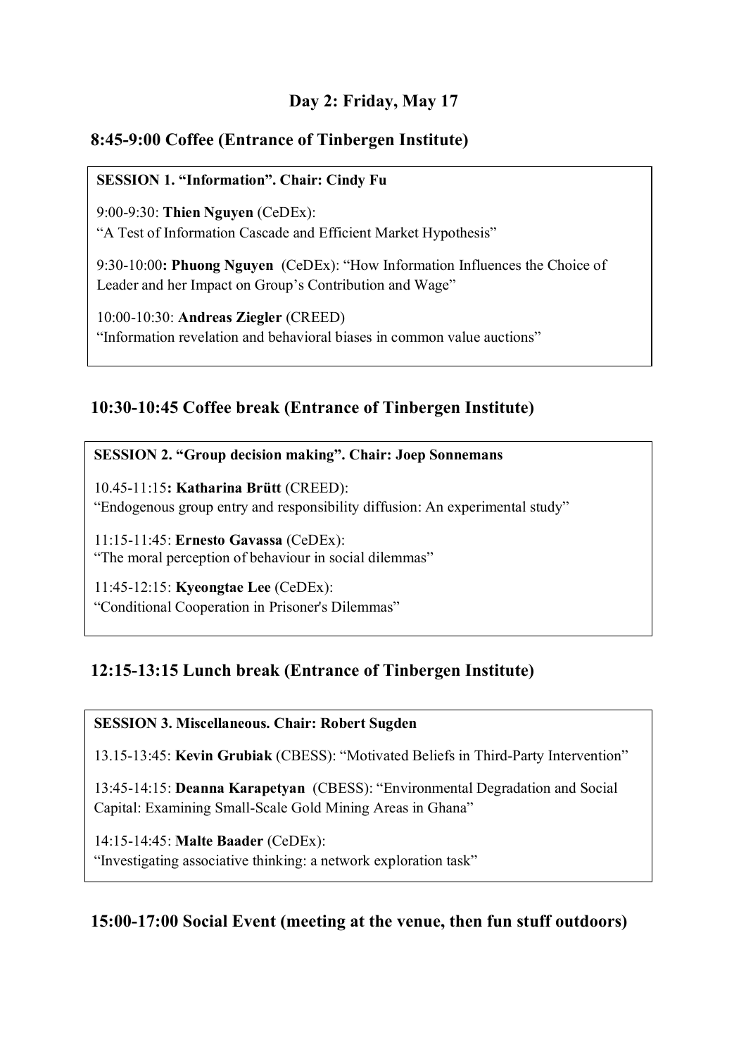## Day 2: Friday, May 17

### 8:45-9:00 Coffee (Entrance of Tinbergen Institute)

**SESSION 1. "Information". Chair: Cindy Fu**

9:00-9:30: **Thien Nguyen** (CeDEx):
"A Test of Information Cascade and Efficient Market Hypothesis"

9:30-10:00**: Phuong Nguyen** (CeDEx): "How Information Influences the Choice of Leader and her Impact on Group's Contribution and Wage"

10:00-10:30: **Andreas Ziegler** (CREED)
"Information revelation and behavioral biases in common value auctions"

### 10:30-10:45 Coffee break (Entrance of Tinbergen Institute)

**SESSION 2. "Group decision making". Chair: Joep Sonnemans**

10.45-11:15**: Katharina Brütt** (CREED):
"Endogenous group entry and responsibility diffusion: An experimental study"

11:15-11:45: **Ernesto Gavassa** (CeDEx):
"The moral perception of behaviour in social dilemmas"

11:45-12:15: **Kyeongtae Lee** (CeDEx):
"Conditional Cooperation in Prisoner's Dilemmas"

### 12:15-13:15 Lunch break (Entrance of Tinbergen Institute)

**SESSION 3. Miscellaneous. Chair: Robert Sugden**

13.15-13:45: **Kevin Grubiak** (CBESS): "Motivated Beliefs in Third-Party Intervention"

13:45-14:15: **Deanna Karapetyan** (CBESS): "Environmental Degradation and Social Capital: Examining Small-Scale Gold Mining Areas in Ghana"

14:15-14:45: **Malte Baader** (CeDEx):
"Investigating associative thinking: a network exploration task"

### 15:00-17:00 Social Event (meeting at the venue, then fun stuff outdoors)